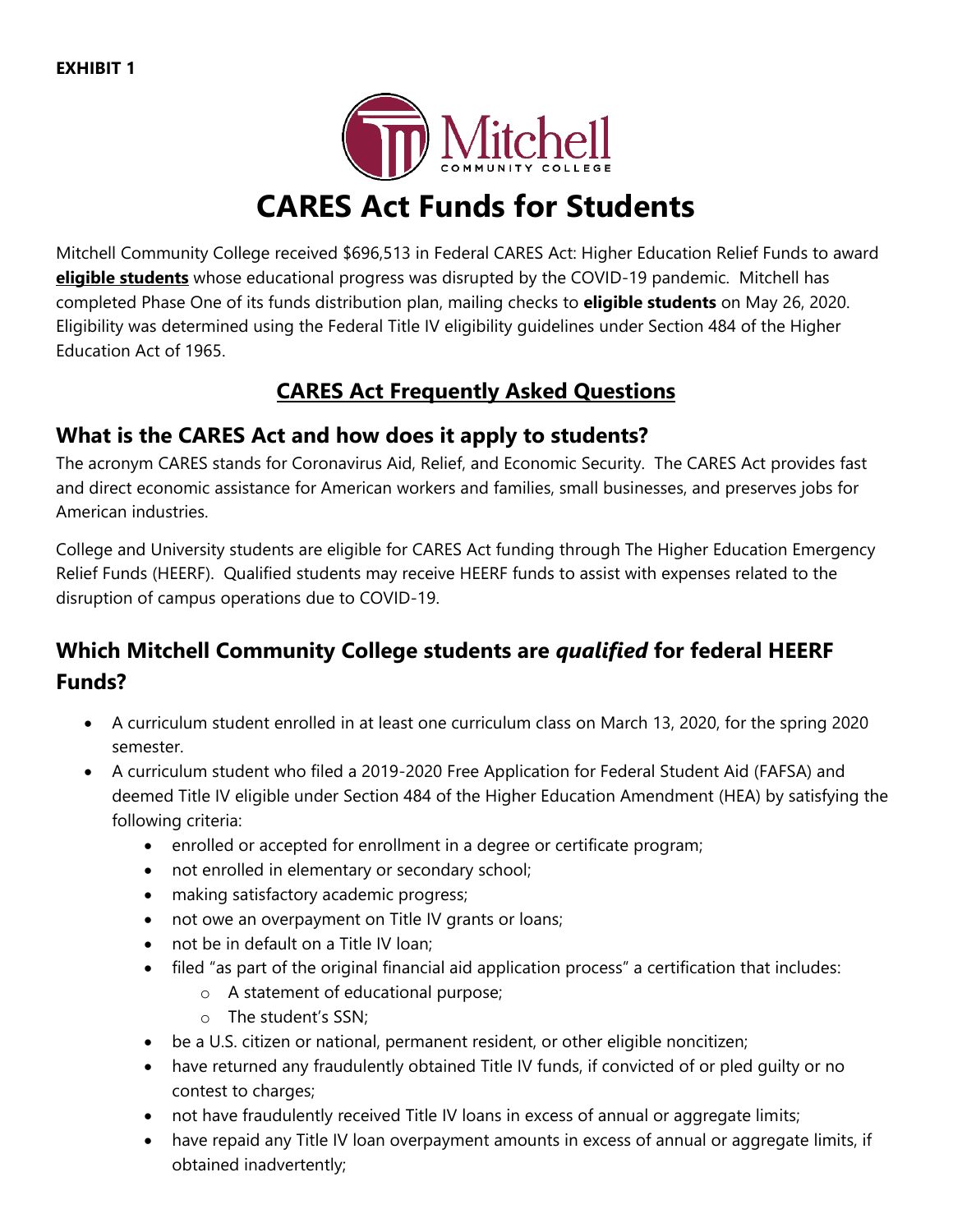**EXHIBIT 1**

Mitchell
COMMUNITY COLLEGE

# CARES Act Funds for Students

Mitchell Community College received $696,513 in Federal CARES Act: Higher Education Relief Funds to award **eligible students** whose educational progress was disrupted by the COVID-19 pandemic. Mitchell has completed Phase One of its funds distribution plan, mailing checks to **eligible students** on May 26, 2020. Eligibility was determined using the Federal Title IV eligibility guidelines under Section 484 of the Higher Education Act of 1965.

## CARES Act Frequently Asked Questions

### What is the CARES Act and how does it apply to students?

The acronym CARES stands for Coronavirus Aid, Relief, and Economic Security. The CARES Act provides fast and direct economic assistance for American workers and families, small businesses, and preserves jobs for American industries.

College and University students are eligible for CARES Act funding through The Higher Education Emergency Relief Funds (HEERF). Qualified students may receive HEERF funds to assist with expenses related to the disruption of campus operations due to COVID-19.

### Which Mitchell Community College students are *qualified* for federal HEERF Funds?

- A curriculum student enrolled in at least one curriculum class on March 13, 2020, for the spring 2020 semester.
- A curriculum student who filed a 2019-2020 Free Application for Federal Student Aid (FAFSA) and deemed Title IV eligible under Section 484 of the Higher Education Amendment (HEA) by satisfying the following criteria:
  - enrolled or accepted for enrollment in a degree or certificate program;
  - not enrolled in elementary or secondary school;
  - making satisfactory academic progress;
  - not owe an overpayment on Title IV grants or loans;
  - not be in default on a Title IV loan;
  - filed "as part of the original financial aid application process" a certification that includes:
    - A statement of educational purpose;
    - The student's SSN;
  - be a U.S. citizen or national, permanent resident, or other eligible noncitizen;
  - have returned any fraudulently obtained Title IV funds, if convicted of or pled guilty or no contest to charges;
  - not have fraudulently received Title IV loans in excess of annual or aggregate limits;
  - have repaid any Title IV loan overpayment amounts in excess of annual or aggregate limits, if obtained inadvertently;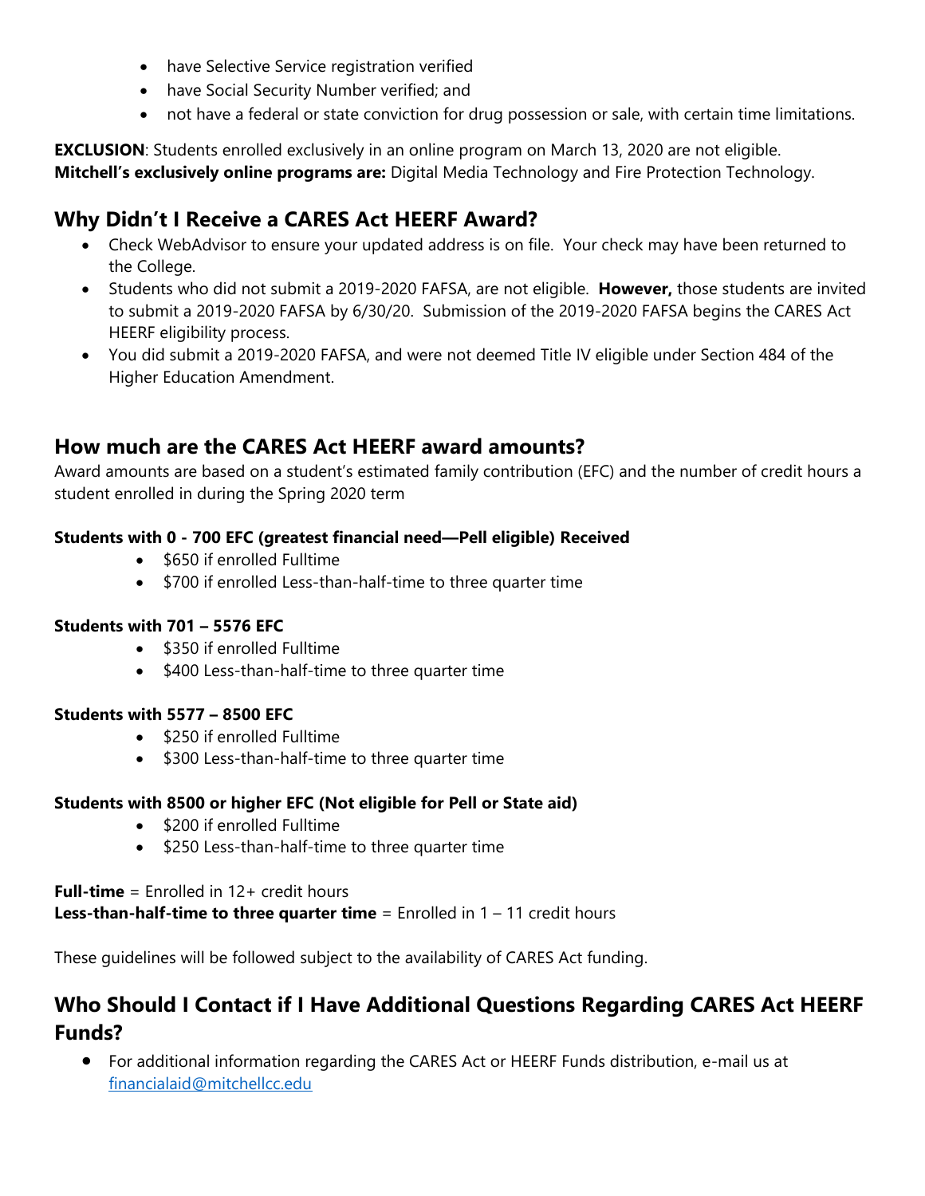- have Selective Service registration verified
- have Social Security Number verified; and
- not have a federal or state conviction for drug possession or sale, with certain time limitations.

**EXCLUSION**: Students enrolled exclusively in an online program on March 13, 2020 are not eligible.
**Mitchell's exclusively online programs are:** Digital Media Technology and Fire Protection Technology.

## Why Didn't I Receive a CARES Act HEERF Award?

- Check WebAdvisor to ensure your updated address is on file. Your check may have been returned to the College.
- Students who did not submit a 2019-2020 FAFSA, are not eligible. **However,** those students are invited to submit a 2019-2020 FAFSA by 6/30/20. Submission of the 2019-2020 FAFSA begins the CARES Act HEERF eligibility process.
- You did submit a 2019-2020 FAFSA, and were not deemed Title IV eligible under Section 484 of the Higher Education Amendment.

## How much are the CARES Act HEERF award amounts?

Award amounts are based on a student's estimated family contribution (EFC) and the number of credit hours a student enrolled in during the Spring 2020 term

**Students with 0 - 700 EFC (greatest financial need—Pell eligible) Received**

- $650 if enrolled Fulltime
- $700 if enrolled Less-than-half-time to three quarter time

**Students with 701 – 5576 EFC**

- $350 if enrolled Fulltime
- $400 Less-than-half-time to three quarter time

**Students with 5577 – 8500 EFC**

- $250 if enrolled Fulltime
- $300 Less-than-half-time to three quarter time

**Students with 8500 or higher EFC (Not eligible for Pell or State aid)**

- $200 if enrolled Fulltime
- $250 Less-than-half-time to three quarter time

**Full-time** = Enrolled in 12+ credit hours
**Less-than-half-time to three quarter time** = Enrolled in 1 – 11 credit hours

These guidelines will be followed subject to the availability of CARES Act funding.

## Who Should I Contact if I Have Additional Questions Regarding CARES Act HEERF Funds?

- For additional information regarding the CARES Act or HEERF Funds distribution, e-mail us at financialaid@mitchellcc.edu